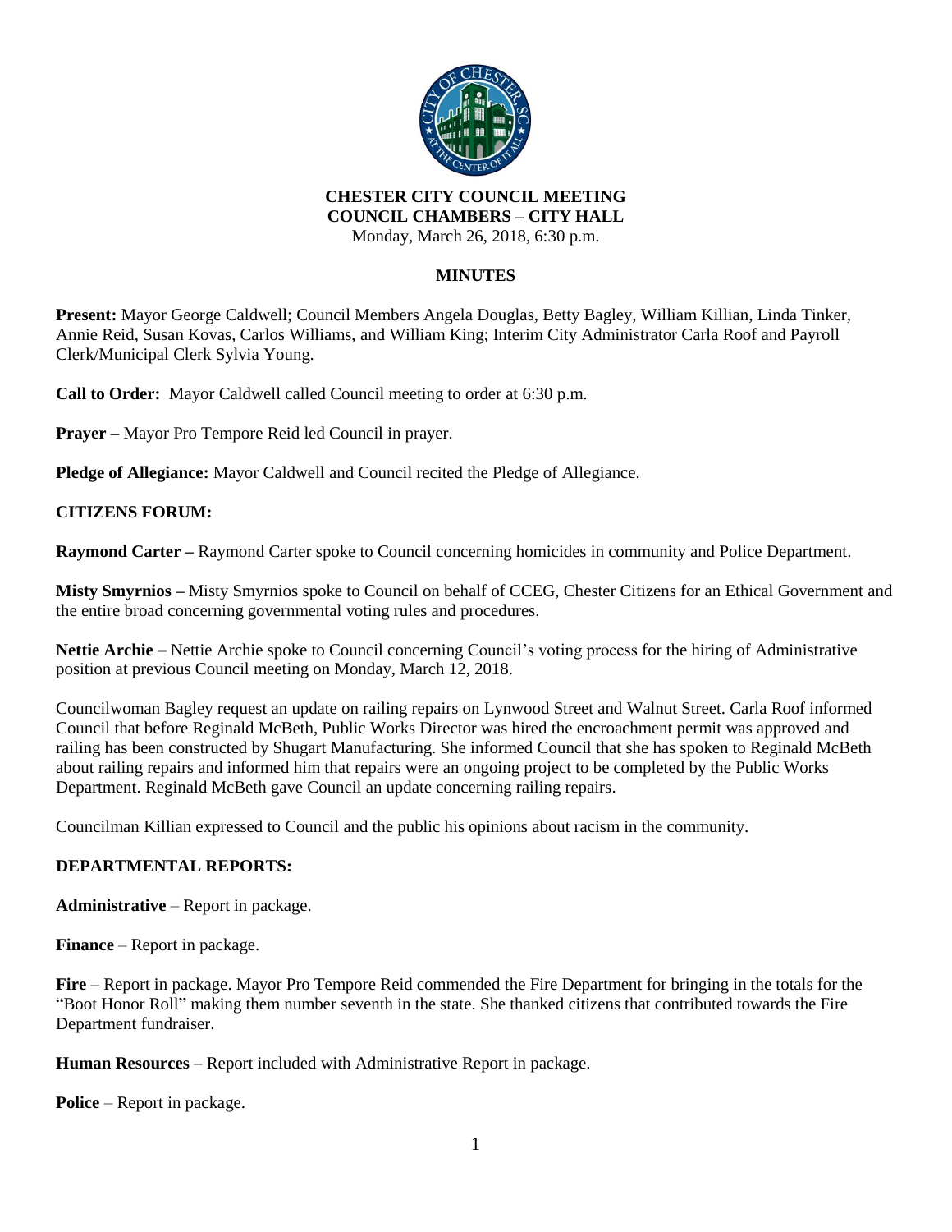**CHESTER CITY COUNCIL MEETING**
**COUNCIL CHAMBERS – CITY HALL**
Monday, March 26, 2018, 6:30 p.m.

**MINUTES**

**Present:** Mayor George Caldwell; Council Members Angela Douglas, Betty Bagley, William Killian, Linda Tinker, Annie Reid, Susan Kovas, Carlos Williams, and William King; Interim City Administrator Carla Roof and Payroll Clerk/Municipal Clerk Sylvia Young.

**Call to Order:** Mayor Caldwell called Council meeting to order at 6:30 p.m.

**Prayer –** Mayor Pro Tempore Reid led Council in prayer.

**Pledge of Allegiance:** Mayor Caldwell and Council recited the Pledge of Allegiance.

**CITIZENS FORUM:**

**Raymond Carter –** Raymond Carter spoke to Council concerning homicides in community and Police Department.

**Misty Smyrnios –** Misty Smyrnios spoke to Council on behalf of CCEG, Chester Citizens for an Ethical Government and the entire broad concerning governmental voting rules and procedures.

**Nettie Archie** – Nettie Archie spoke to Council concerning Council's voting process for the hiring of Administrative position at previous Council meeting on Monday, March 12, 2018.

Councilwoman Bagley request an update on railing repairs on Lynwood Street and Walnut Street. Carla Roof informed Council that before Reginald McBeth, Public Works Director was hired the encroachment permit was approved and railing has been constructed by Shugart Manufacturing. She informed Council that she has spoken to Reginald McBeth about railing repairs and informed him that repairs were an ongoing project to be completed by the Public Works Department. Reginald McBeth gave Council an update concerning railing repairs.

Councilman Killian expressed to Council and the public his opinions about racism in the community.

**DEPARTMENTAL REPORTS:**

**Administrative** – Report in package.

**Finance** – Report in package.

**Fire** – Report in package. Mayor Pro Tempore Reid commended the Fire Department for bringing in the totals for the "Boot Honor Roll" making them number seventh in the state. She thanked citizens that contributed towards the Fire Department fundraiser.

**Human Resources** – Report included with Administrative Report in package.

**Police** – Report in package.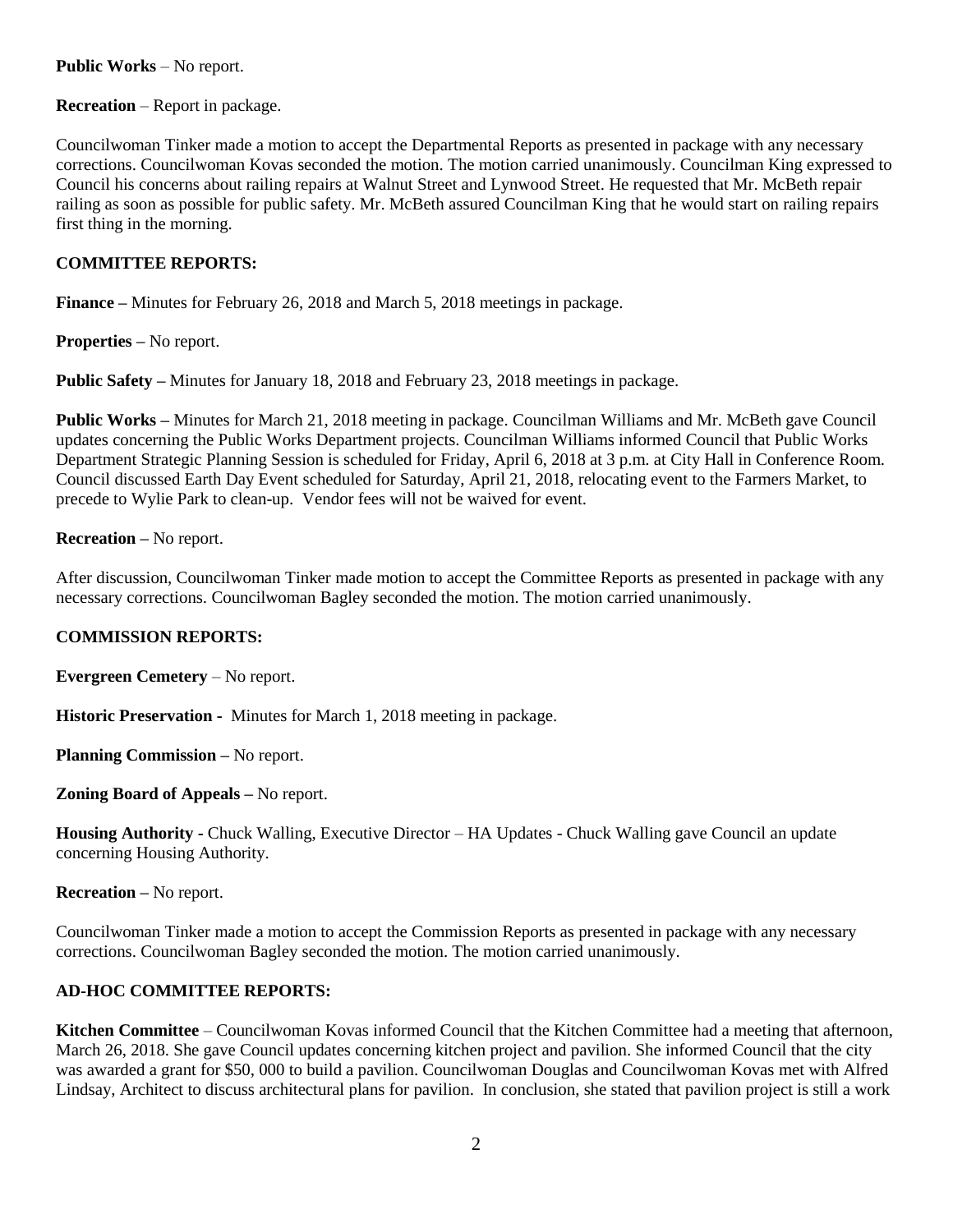**Public Works** – No report.

**Recreation** – Report in package.

Councilwoman Tinker made a motion to accept the Departmental Reports as presented in package with any necessary corrections. Councilwoman Kovas seconded the motion. The motion carried unanimously. Councilman King expressed to Council his concerns about railing repairs at Walnut Street and Lynwood Street. He requested that Mr. McBeth repair railing as soon as possible for public safety. Mr. McBeth assured Councilman King that he would start on railing repairs first thing in the morning.

**COMMITTEE REPORTS:**

**Finance –** Minutes for February 26, 2018 and March 5, 2018 meetings in package.

**Properties –** No report.

**Public Safety –** Minutes for January 18, 2018 and February 23, 2018 meetings in package.

**Public Works –** Minutes for March 21, 2018 meeting in package. Councilman Williams and Mr. McBeth gave Council updates concerning the Public Works Department projects. Councilman Williams informed Council that Public Works Department Strategic Planning Session is scheduled for Friday, April 6, 2018 at 3 p.m. at City Hall in Conference Room. Council discussed Earth Day Event scheduled for Saturday, April 21, 2018, relocating event to the Farmers Market, to precede to Wylie Park to clean-up. Vendor fees will not be waived for event.

**Recreation –** No report.

After discussion, Councilwoman Tinker made motion to accept the Committee Reports as presented in package with any necessary corrections. Councilwoman Bagley seconded the motion. The motion carried unanimously.

**COMMISSION REPORTS:**

**Evergreen Cemetery** – No report.

**Historic Preservation -** Minutes for March 1, 2018 meeting in package.

**Planning Commission –** No report.

**Zoning Board of Appeals –** No report.

**Housing Authority -** Chuck Walling, Executive Director – HA Updates - Chuck Walling gave Council an update concerning Housing Authority.

**Recreation –** No report.

Councilwoman Tinker made a motion to accept the Commission Reports as presented in package with any necessary corrections. Councilwoman Bagley seconded the motion. The motion carried unanimously.

**AD-HOC COMMITTEE REPORTS:**

**Kitchen Committee** – Councilwoman Kovas informed Council that the Kitchen Committee had a meeting that afternoon, March 26, 2018. She gave Council updates concerning kitchen project and pavilion. She informed Council that the city was awarded a grant for $50, 000 to build a pavilion. Councilwoman Douglas and Councilwoman Kovas met with Alfred Lindsay, Architect to discuss architectural plans for pavilion. In conclusion, she stated that pavilion project is still a work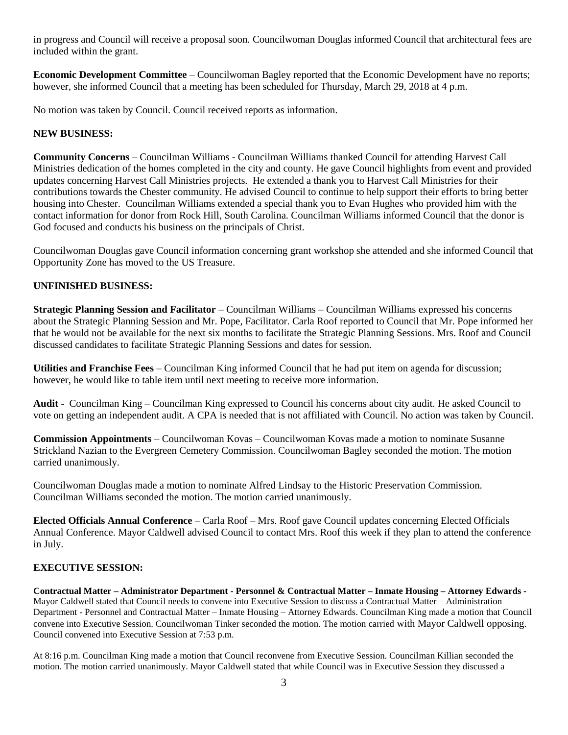in progress and Council will receive a proposal soon. Councilwoman Douglas informed Council that architectural fees are included within the grant.

**Economic Development Committee** – Councilwoman Bagley reported that the Economic Development have no reports; however, she informed Council that a meeting has been scheduled for Thursday, March 29, 2018 at 4 p.m.

No motion was taken by Council. Council received reports as information.

**NEW BUSINESS:**

**Community Concerns** – Councilman Williams - Councilman Williams thanked Council for attending Harvest Call Ministries dedication of the homes completed in the city and county. He gave Council highlights from event and provided updates concerning Harvest Call Ministries projects. He extended a thank you to Harvest Call Ministries for their contributions towards the Chester community. He advised Council to continue to help support their efforts to bring better housing into Chester. Councilman Williams extended a special thank you to Evan Hughes who provided him with the contact information for donor from Rock Hill, South Carolina. Councilman Williams informed Council that the donor is God focused and conducts his business on the principals of Christ.

Councilwoman Douglas gave Council information concerning grant workshop she attended and she informed Council that Opportunity Zone has moved to the US Treasure.

**UNFINISHED BUSINESS:**

**Strategic Planning Session and Facilitator** – Councilman Williams – Councilman Williams expressed his concerns about the Strategic Planning Session and Mr. Pope, Facilitator. Carla Roof reported to Council that Mr. Pope informed her that he would not be available for the next six months to facilitate the Strategic Planning Sessions. Mrs. Roof and Council discussed candidates to facilitate Strategic Planning Sessions and dates for session.

**Utilities and Franchise Fees** – Councilman King informed Council that he had put item on agenda for discussion; however, he would like to table item until next meeting to receive more information.

**Audit** - Councilman King – Councilman King expressed to Council his concerns about city audit. He asked Council to vote on getting an independent audit. A CPA is needed that is not affiliated with Council. No action was taken by Council.

**Commission Appointments** – Councilwoman Kovas – Councilwoman Kovas made a motion to nominate Susanne Strickland Nazian to the Evergreen Cemetery Commission. Councilwoman Bagley seconded the motion. The motion carried unanimously.

Councilwoman Douglas made a motion to nominate Alfred Lindsay to the Historic Preservation Commission. Councilman Williams seconded the motion. The motion carried unanimously.

**Elected Officials Annual Conference** – Carla Roof – Mrs. Roof gave Council updates concerning Elected Officials Annual Conference. Mayor Caldwell advised Council to contact Mrs. Roof this week if they plan to attend the conference in July.

**EXECUTIVE SESSION:**

**Contractual Matter – Administrator Department - Personnel & Contractual Matter – Inmate Housing – Attorney Edwards -** Mayor Caldwell stated that Council needs to convene into Executive Session to discuss a Contractual Matter – Administration Department - Personnel and Contractual Matter – Inmate Housing – Attorney Edwards. Councilman King made a motion that Council convene into Executive Session. Councilwoman Tinker seconded the motion. The motion carried with Mayor Caldwell opposing. Council convened into Executive Session at 7:53 p.m.

At 8:16 p.m. Councilman King made a motion that Council reconvene from Executive Session. Councilman Killian seconded the motion. The motion carried unanimously. Mayor Caldwell stated that while Council was in Executive Session they discussed a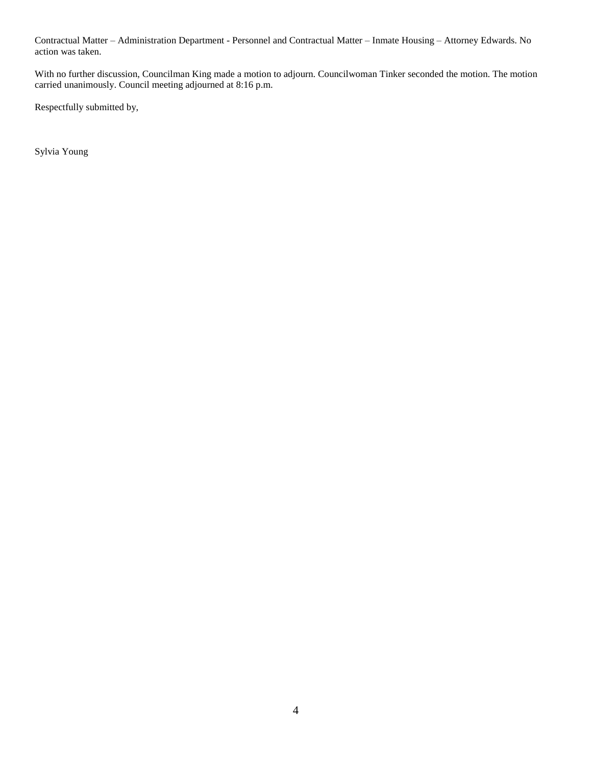Contractual Matter – Administration Department - Personnel and Contractual Matter – Inmate Housing – Attorney Edwards. No action was taken.

With no further discussion, Councilman King made a motion to adjourn. Councilwoman Tinker seconded the motion. The motion carried unanimously. Council meeting adjourned at 8:16 p.m.

Respectfully submitted by,

Sylvia Young